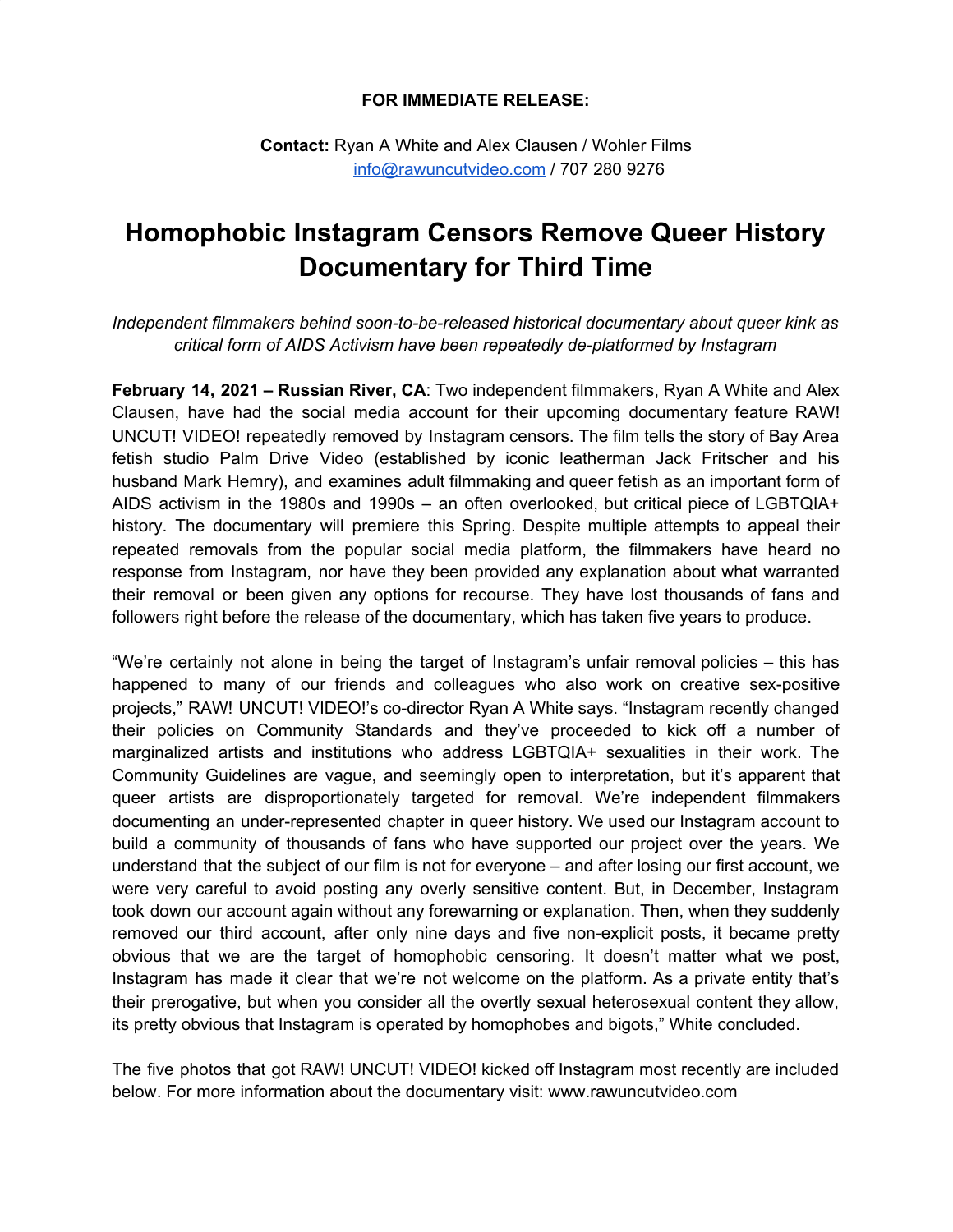**FOR IMMEDIATE RELEASE:**

**Contact:** Ryan A White and Alex Clausen / Wohler Films
info@rawuncutvideo.com / 707 280 9276

# Homophobic Instagram Censors Remove Queer History Documentary for Third Time

*Independent filmmakers behind soon-to-be-released historical documentary about queer kink as critical form of AIDS Activism have been repeatedly de-platformed by Instagram*

**February 14, 2021 – Russian River, CA**: Two independent filmmakers, Ryan A White and Alex Clausen, have had the social media account for their upcoming documentary feature RAW! UNCUT! VIDEO! repeatedly removed by Instagram censors. The film tells the story of Bay Area fetish studio Palm Drive Video (established by iconic leatherman Jack Fritscher and his husband Mark Hemry), and examines adult filmmaking and queer fetish as an important form of AIDS activism in the 1980s and 1990s – an often overlooked, but critical piece of LGBTQIA+ history. The documentary will premiere this Spring. Despite multiple attempts to appeal their repeated removals from the popular social media platform, the filmmakers have heard no response from Instagram, nor have they been provided any explanation about what warranted their removal or been given any options for recourse. They have lost thousands of fans and followers right before the release of the documentary, which has taken five years to produce.

"We're certainly not alone in being the target of Instagram's unfair removal policies – this has happened to many of our friends and colleagues who also work on creative sex-positive projects," RAW! UNCUT! VIDEO!'s co-director Ryan A White says. "Instagram recently changed their policies on Community Standards and they've proceeded to kick off a number of marginalized artists and institutions who address LGBTQIA+ sexualities in their work. The Community Guidelines are vague, and seemingly open to interpretation, but it's apparent that queer artists are disproportionately targeted for removal. We're independent filmmakers documenting an under-represented chapter in queer history. We used our Instagram account to build a community of thousands of fans who have supported our project over the years. We understand that the subject of our film is not for everyone – and after losing our first account, we were very careful to avoid posting any overly sensitive content. But, in December, Instagram took down our account again without any forewarning or explanation. Then, when they suddenly removed our third account, after only nine days and five non-explicit posts, it became pretty obvious that we are the target of homophobic censoring. It doesn't matter what we post, Instagram has made it clear that we're not welcome on the platform. As a private entity that's their prerogative, but when you consider all the overtly sexual heterosexual content they allow, its pretty obvious that Instagram is operated by homophobes and bigots," White concluded.

The five photos that got RAW! UNCUT! VIDEO! kicked off Instagram most recently are included below. For more information about the documentary visit: www.rawuncutvideo.com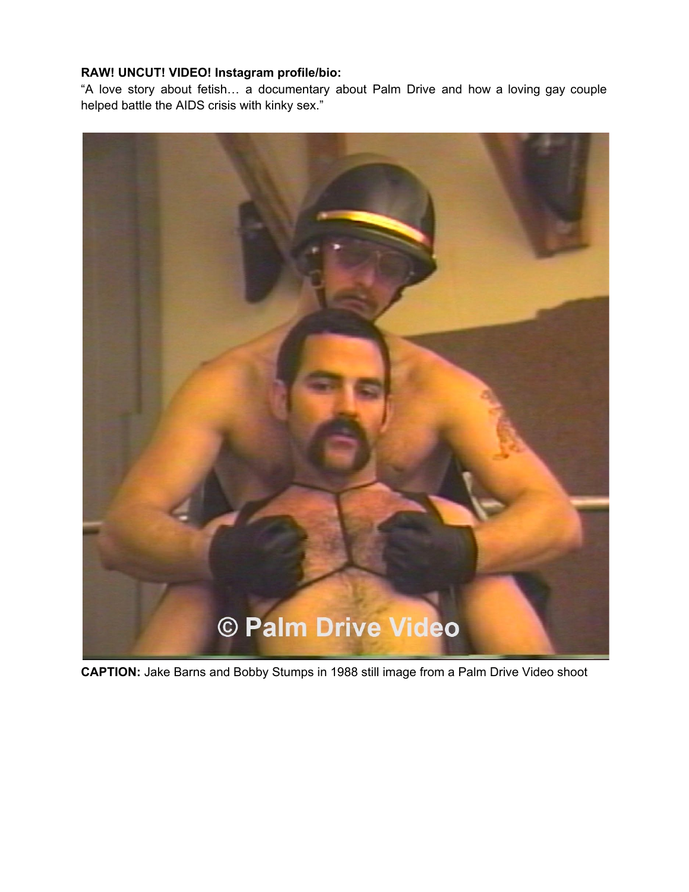**RAW! UNCUT! VIDEO! Instagram profile/bio:**
"A love story about fetish… a documentary about Palm Drive and how a loving gay couple helped battle the AIDS crisis with kinky sex."

**CAPTION:** Jake Barns and Bobby Stumps in 1988 still image from a Palm Drive Video shoot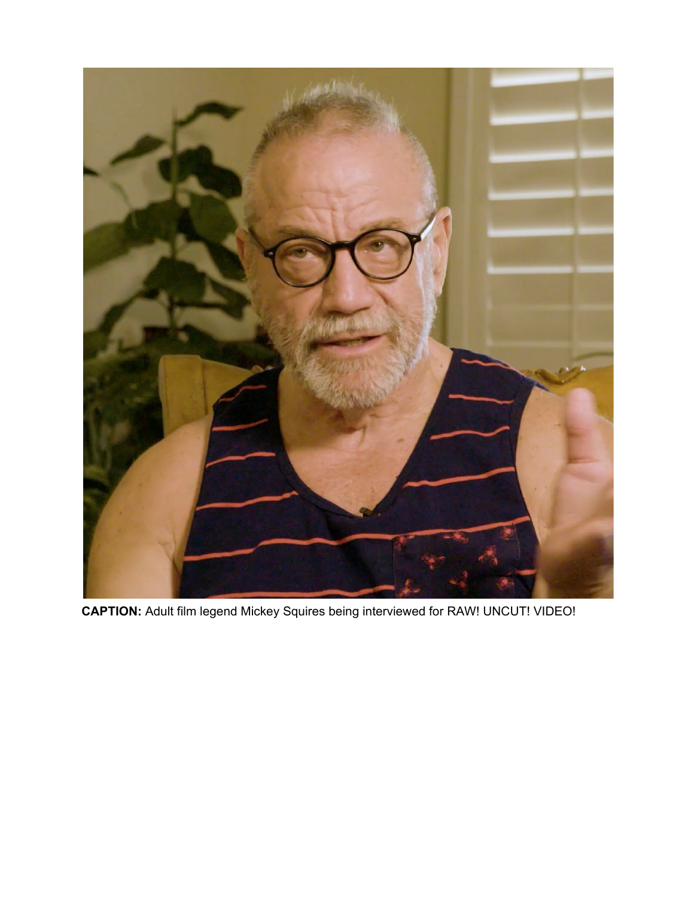**CAPTION:** Adult film legend Mickey Squires being interviewed for RAW! UNCUT! VIDEO!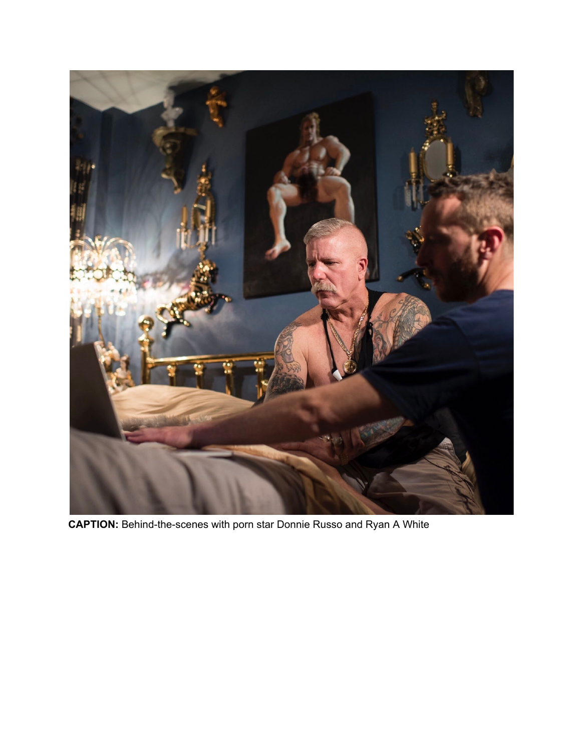**CAPTION:** Behind-the-scenes with porn star Donnie Russo and Ryan A White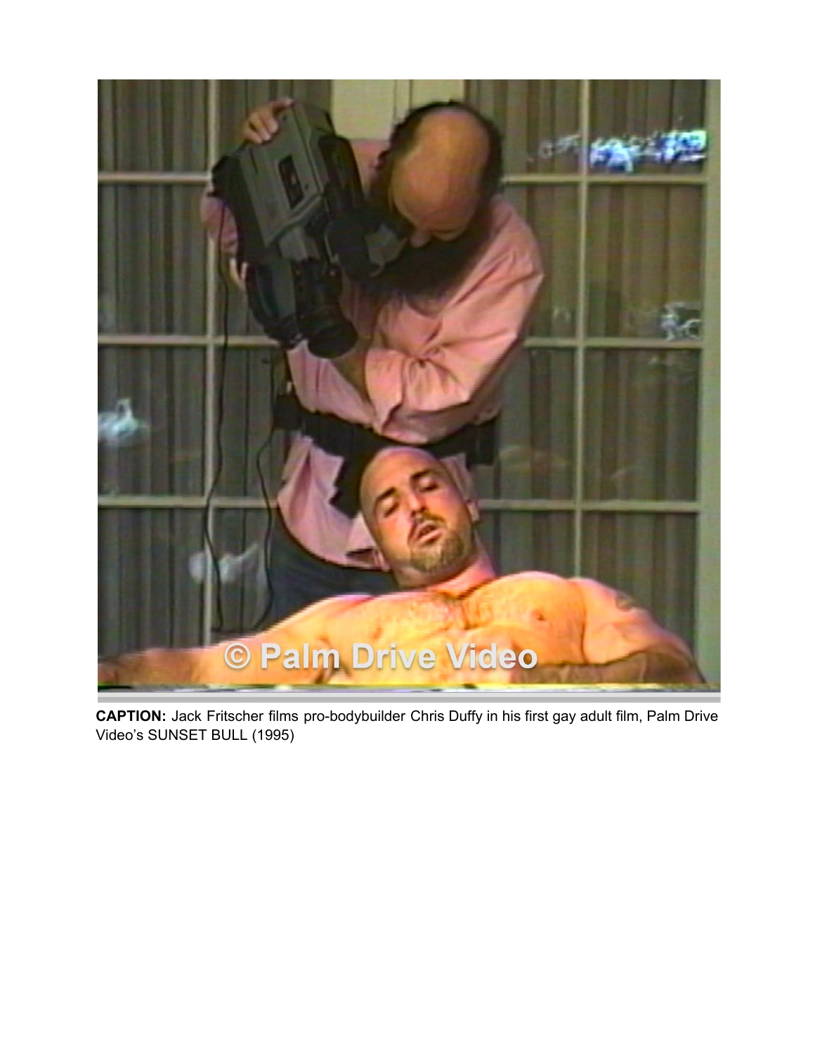**CAPTION:** Jack Fritscher films pro-bodybuilder Chris Duffy in his first gay adult film, Palm Drive Video's SUNSET BULL (1995)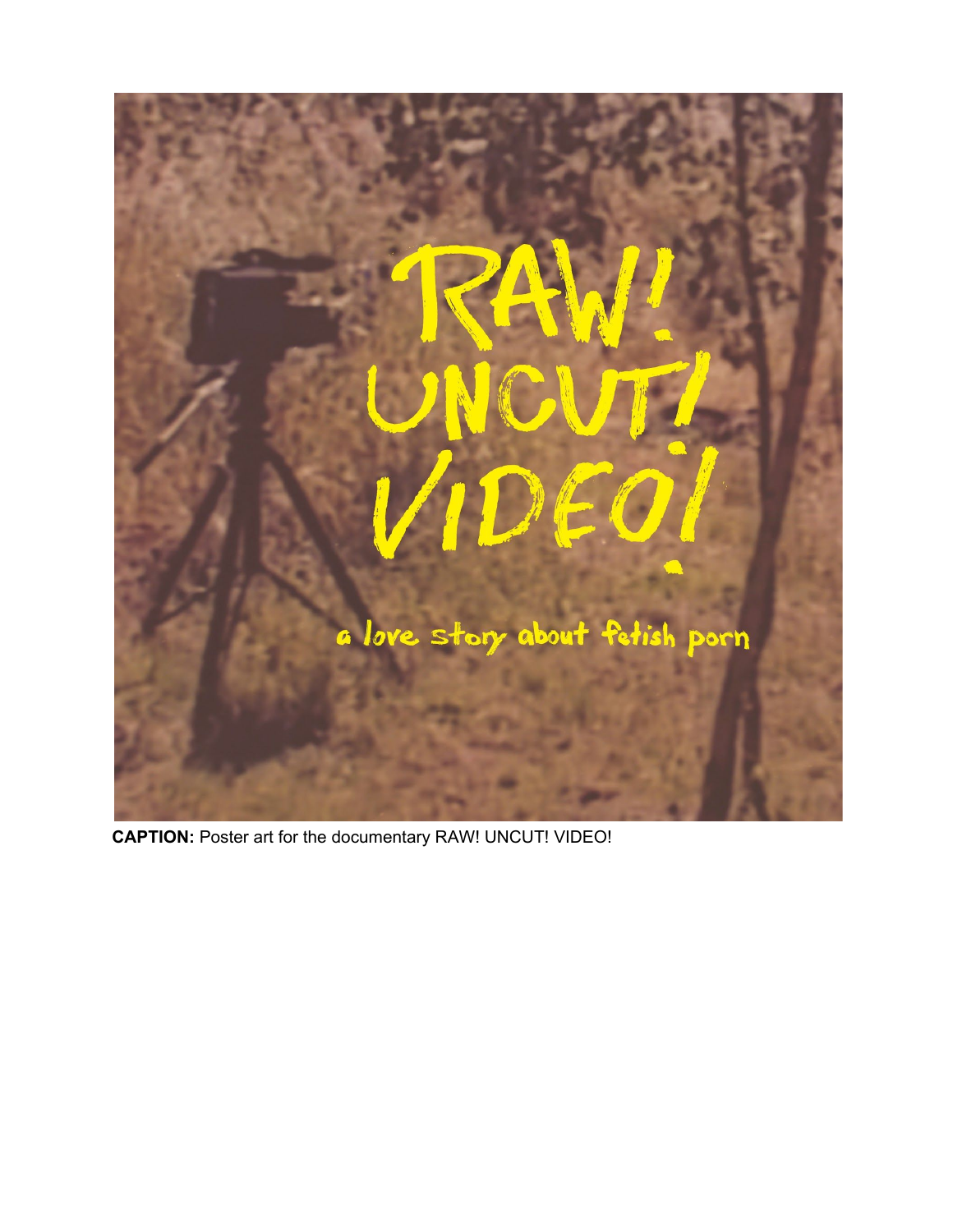**CAPTION:** Poster art for the documentary RAW! UNCUT! VIDEO!